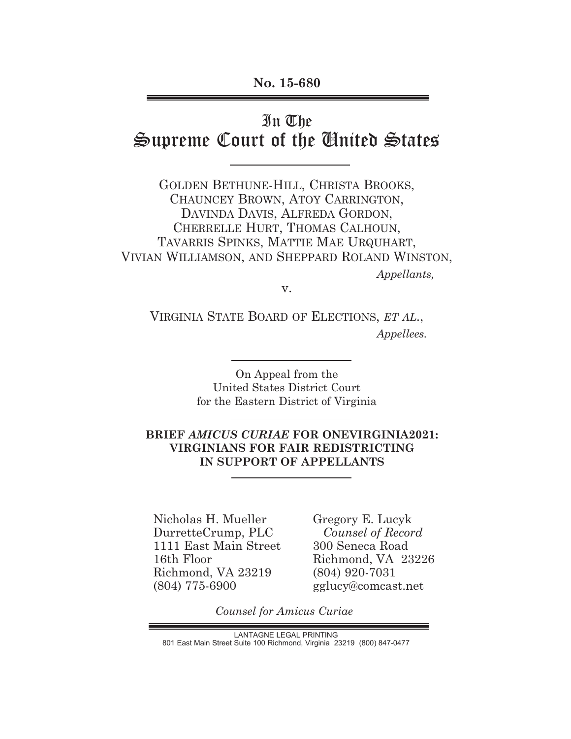**No. 15-680**

# In The Supreme Court of the United States

GOLDEN BETHUNE-HILL, CHRISTA BROOKS, CHAUNCEY BROWN, ATOY CARRINGTON, DAVINDA DAVIS, ALFREDA GORDON, CHERRELLE HURT, THOMAS CALHOUN, TAVARRIS SPINKS, MATTIE MAE URQUHART, VIVIAN WILLIAMSON, AND SHEPPARD ROLAND WINSTON,

*Appellants,*

v.

VIRGINIA STATE BOARD OF ELECTIONS, *ET AL.*,

*Appellees.*

On Appeal from the
United States District Court
for the Eastern District of Virginia

**BRIEF *AMICUS CURIAE* FOR ONEVIRGINIA2021: VIRGINIANS FOR FAIR REDISTRICTING IN SUPPORT OF APPELLANTS**

Nicholas H. Mueller
DurretteCrump, PLC
1111 East Main Street
16th Floor
Richmond, VA 23219
(804) 775-6900

Gregory E. Lucyk
*Counsel of Record*
300 Seneca Road
Richmond, VA 23226
(804) 920-7031
gglucy@comcast.net

*Counsel for Amicus Curiae*

LANTAGNE LEGAL PRINTING
801 East Main Street Suite 100 Richmond, Virginia 23219 (800) 847-0477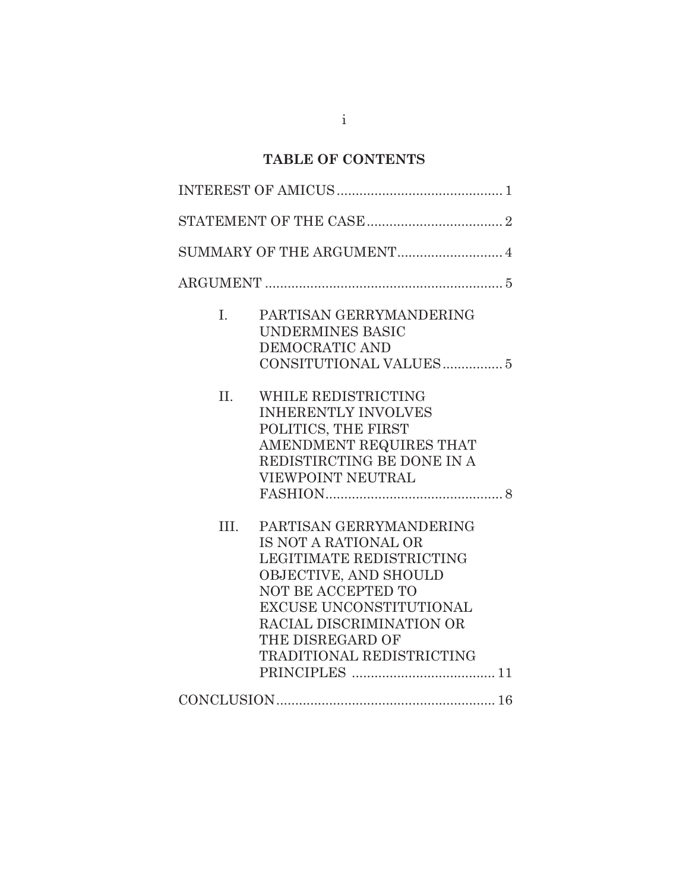## TABLE OF CONTENTS

INTEREST OF AMICUS ........................................... 1

STATEMENT OF THE CASE .................................... 2

SUMMARY OF THE ARGUMENT ............................ 4

ARGUMENT ............................................................. 5

I. PARTISAN GERRYMANDERING UNDERMINES BASIC DEMOCRATIC AND CONSITUTIONAL VALUES ................ 5

II. WHILE REDISTRICTING INHERENTLY INVOLVES POLITICS, THE FIRST AMENDMENT REQUIRES THAT REDISTIRCTING BE DONE IN A VIEWPOINT NEUTRAL FASHION.............................................. 8

III. PARTISAN GERRYMANDERING IS NOT A RATIONAL OR LEGITIMATE REDISTRICTING OBJECTIVE, AND SHOULD NOT BE ACCEPTED TO EXCUSE UNCONSTITUTIONAL RACIAL DISCRIMINATION OR THE DISREGARD OF TRADITIONAL REDISTRICTING PRINCIPLES ...................................... 11

CONCLUSION......................................................... 16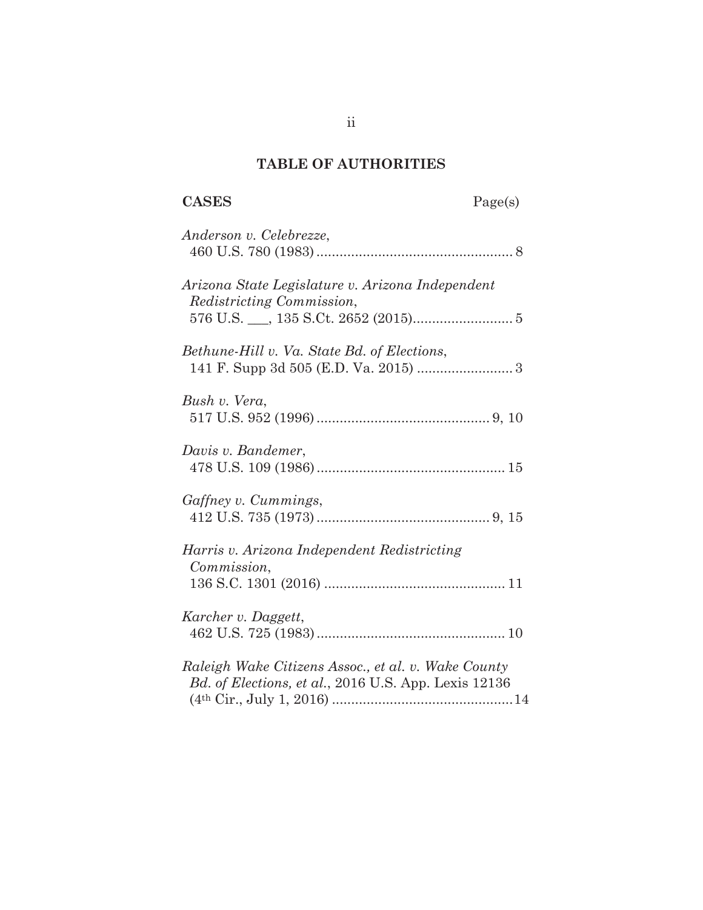## TABLE OF AUTHORITIES

**CASES** Page(s)

*Anderson v. Celebrezze*,
460 U.S. 780 (1983) .................................................. 8

*Arizona State Legislature v. Arizona Independent Redistricting Commission*,
576 U.S. ___, 135 S.Ct. 2652 (2015).......................... 5

*Bethune-Hill v. Va. State Bd. of Elections*,
141 F. Supp 3d 505 (E.D. Va. 2015) ......................... 3

*Bush v. Vera*,
517 U.S. 952 (1996) ............................................. 9, 10

*Davis v. Bandemer*,
478 U.S. 109 (1986) ................................................. 15

*Gaffney v. Cummings*,
412 U.S. 735 (1973) ............................................. 9, 15

*Harris v. Arizona Independent Redistricting Commission*,
136 S.C. 1301 (2016) ............................................... 11

*Karcher v. Daggett*,
462 U.S. 725 (1983) ................................................. 10

*Raleigh Wake Citizens Assoc., et al. v. Wake County Bd. of Elections, et al.*, 2016 U.S. App. Lexis 12136 (4th Cir., July 1, 2016) ...............................................14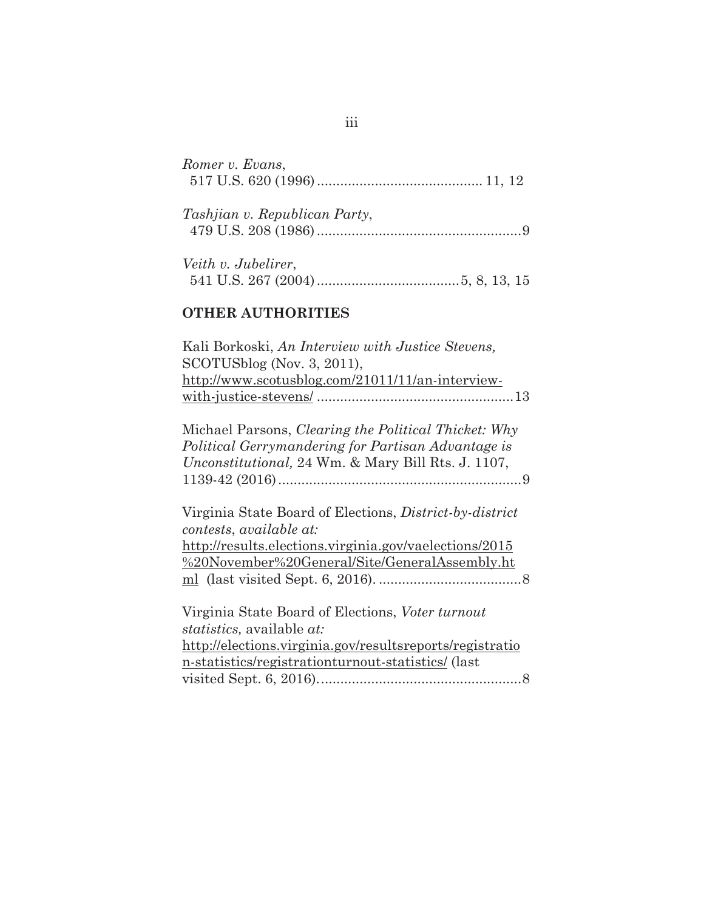*Romer v. Evans*,
517 U.S. 620 (1996) .......................................... 11, 12

*Tashjian v. Republican Party*,
479 U.S. 208 (1986) .....................................................9

*Veith v. Jubelirer*,
541 U.S. 267 (2004) ....................................5, 8, 13, 15

## OTHER AUTHORITIES

Kali Borkoski, *An Interview with Justice Stevens,* SCOTUSblog (Nov. 3, 2011), http://www.scotusblog.com/21011/11/an-interview-with-justice-stevens/ ..................................................13

Michael Parsons, *Clearing the Political Thicket: Why Political Gerrymandering for Partisan Advantage is Unconstitutional,* 24 Wm. & Mary Bill Rts. J. 1107, 1139-42 (2016) ..............................................................9

Virginia State Board of Elections, *District-by-district contests*, *available at:* http://results.elections.virginia.gov/vaelections/2015%20November%20General/Site/GeneralAssembly.html (last visited Sept. 6, 2016). ....................................8

Virginia State Board of Elections, *Voter turnout statistics,* available *at:* http://elections.virginia.gov/resultsreports/registration-statistics/registrationturnout-statistics/ (last visited Sept. 6, 2016)....................................................8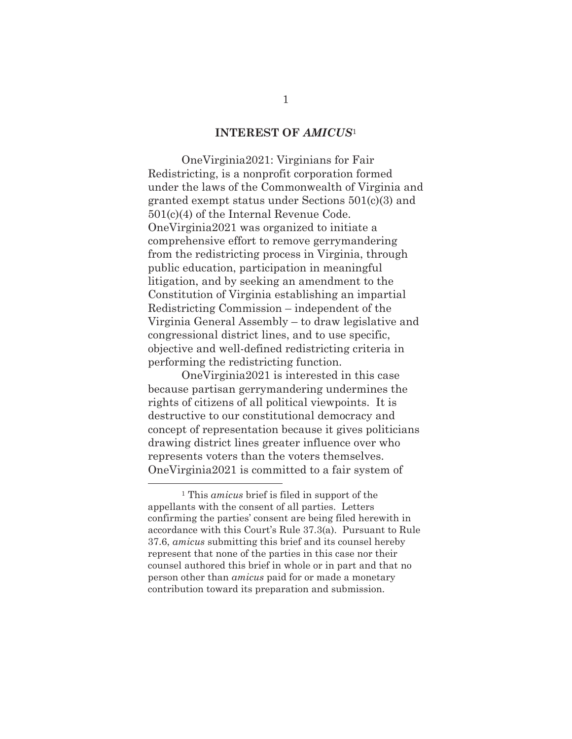## INTEREST OF *AMICUS*[1]

OneVirginia2021: Virginians for Fair Redistricting, is a nonprofit corporation formed under the laws of the Commonwealth of Virginia and granted exempt status under Sections 501(c)(3) and 501(c)(4) of the Internal Revenue Code. OneVirginia2021 was organized to initiate a comprehensive effort to remove gerrymandering from the redistricting process in Virginia, through public education, participation in meaningful litigation, and by seeking an amendment to the Constitution of Virginia establishing an impartial Redistricting Commission – independent of the Virginia General Assembly – to draw legislative and congressional district lines, and to use specific, objective and well-defined redistricting criteria in performing the redistricting function.

OneVirginia2021 is interested in this case because partisan gerrymandering undermines the rights of citizens of all political viewpoints. It is destructive to our constitutional democracy and concept of representation because it gives politicians drawing district lines greater influence over who represents voters than the voters themselves. OneVirginia2021 is committed to a fair system of

---

[1] This *amicus* brief is filed in support of the appellants with the consent of all parties. Letters confirming the parties' consent are being filed herewith in accordance with this Court's Rule 37.3(a). Pursuant to Rule 37.6, *amicus* submitting this brief and its counsel hereby represent that none of the parties in this case nor their counsel authored this brief in whole or in part and that no person other than *amicus* paid for or made a monetary contribution toward its preparation and submission.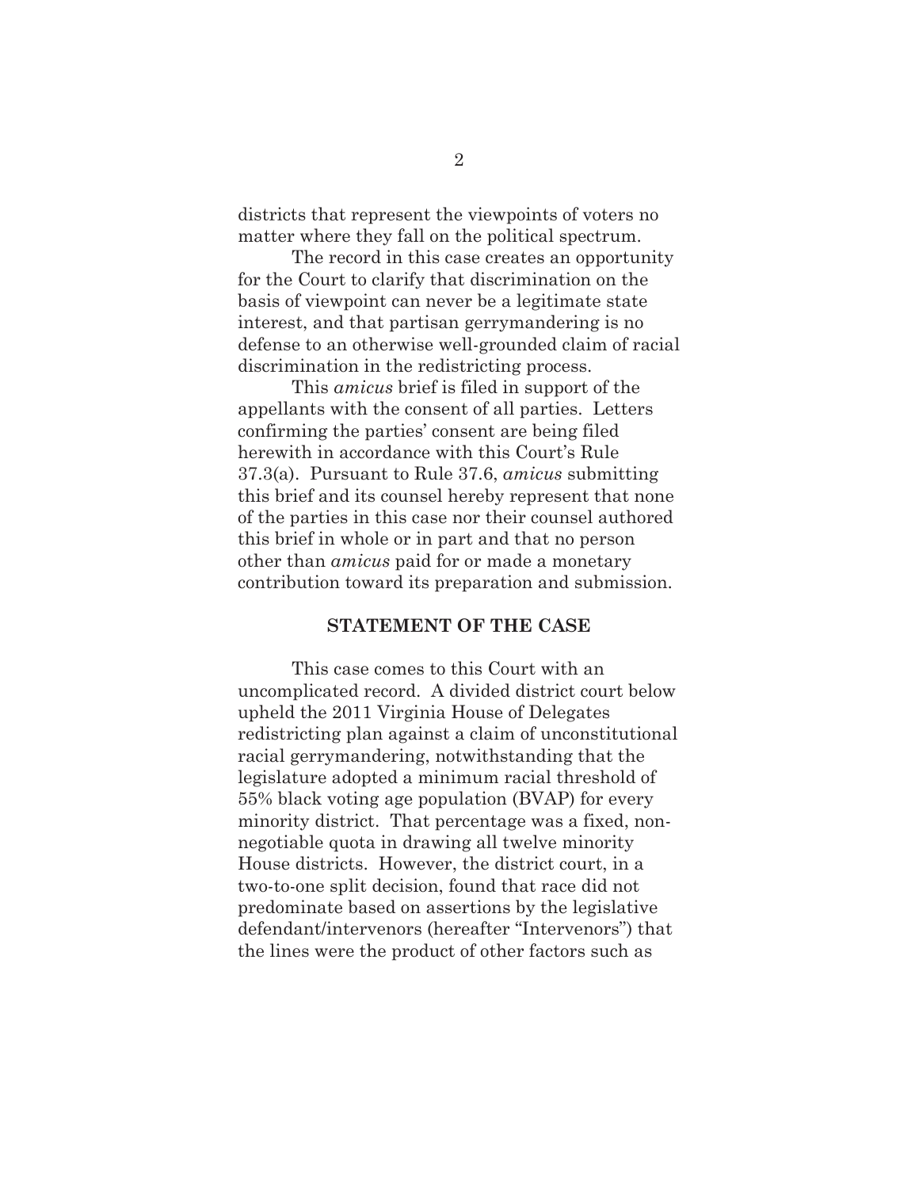districts that represent the viewpoints of voters no matter where they fall on the political spectrum.

The record in this case creates an opportunity for the Court to clarify that discrimination on the basis of viewpoint can never be a legitimate state interest, and that partisan gerrymandering is no defense to an otherwise well-grounded claim of racial discrimination in the redistricting process.

This *amicus* brief is filed in support of the appellants with the consent of all parties. Letters confirming the parties' consent are being filed herewith in accordance with this Court's Rule 37.3(a). Pursuant to Rule 37.6, *amicus* submitting this brief and its counsel hereby represent that none of the parties in this case nor their counsel authored this brief in whole or in part and that no person other than *amicus* paid for or made a monetary contribution toward its preparation and submission.

## STATEMENT OF THE CASE

This case comes to this Court with an uncomplicated record. A divided district court below upheld the 2011 Virginia House of Delegates redistricting plan against a claim of unconstitutional racial gerrymandering, notwithstanding that the legislature adopted a minimum racial threshold of 55% black voting age population (BVAP) for every minority district. That percentage was a fixed, non-negotiable quota in drawing all twelve minority House districts. However, the district court, in a two-to-one split decision, found that race did not predominate based on assertions by the legislative defendant/intervenors (hereafter "Intervenors") that the lines were the product of other factors such as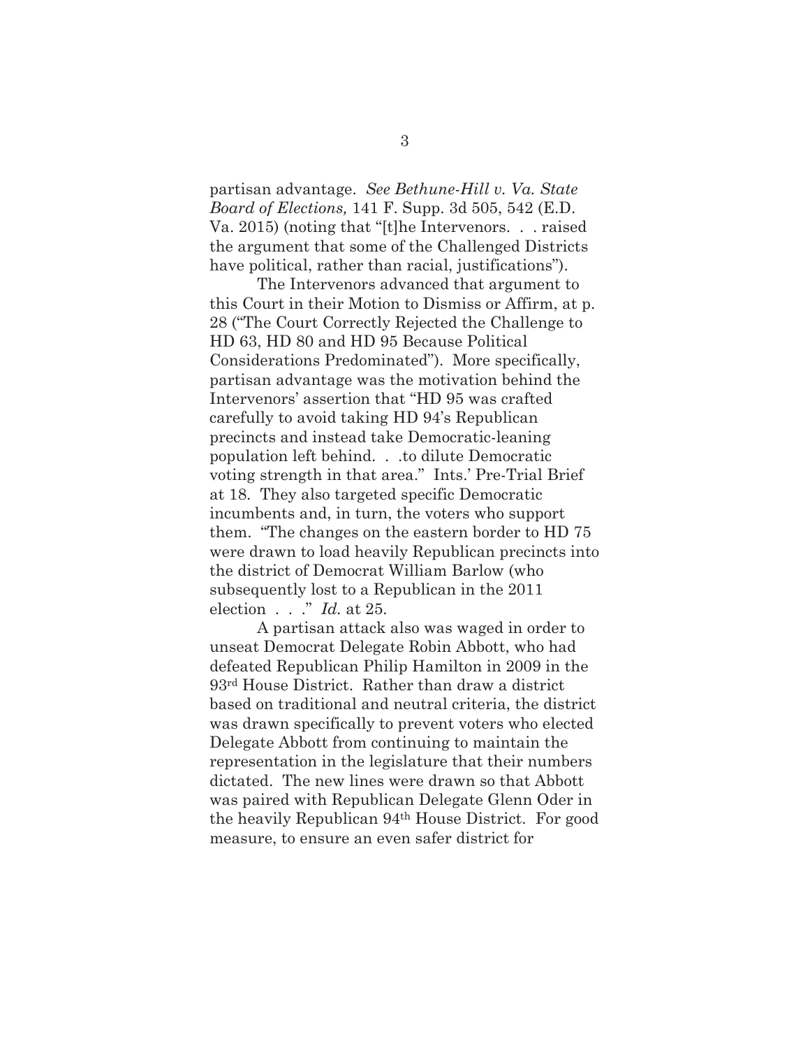partisan advantage. *See Bethune-Hill v. Va. State Board of Elections,* 141 F. Supp. 3d 505, 542 (E.D. Va. 2015) (noting that "[t]he Intervenors. . . raised the argument that some of the Challenged Districts have political, rather than racial, justifications").

The Intervenors advanced that argument to this Court in their Motion to Dismiss or Affirm, at p. 28 ("The Court Correctly Rejected the Challenge to HD 63, HD 80 and HD 95 Because Political Considerations Predominated"). More specifically, partisan advantage was the motivation behind the Intervenors' assertion that "HD 95 was crafted carefully to avoid taking HD 94's Republican precincts and instead take Democratic-leaning population left behind. . .to dilute Democratic voting strength in that area." Ints.' Pre-Trial Brief at 18. They also targeted specific Democratic incumbents and, in turn, the voters who support them. "The changes on the eastern border to HD 75 were drawn to load heavily Republican precincts into the district of Democrat William Barlow (who subsequently lost to a Republican in the 2011 election . . ." *Id.* at 25.

A partisan attack also was waged in order to unseat Democrat Delegate Robin Abbott, who had defeated Republican Philip Hamilton in 2009 in the 93rd House District. Rather than draw a district based on traditional and neutral criteria, the district was drawn specifically to prevent voters who elected Delegate Abbott from continuing to maintain the representation in the legislature that their numbers dictated. The new lines were drawn so that Abbott was paired with Republican Delegate Glenn Oder in the heavily Republican 94th House District. For good measure, to ensure an even safer district for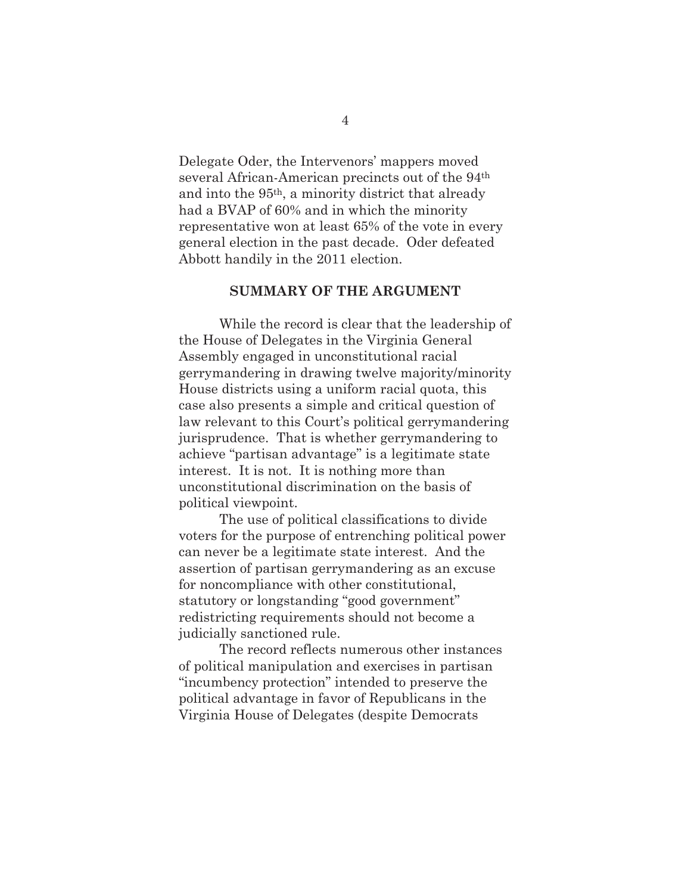Delegate Oder, the Intervenors' mappers moved several African-American precincts out of the 94th and into the 95th, a minority district that already had a BVAP of 60% and in which the minority representative won at least 65% of the vote in every general election in the past decade. Oder defeated Abbott handily in the 2011 election.

## SUMMARY OF THE ARGUMENT

While the record is clear that the leadership of the House of Delegates in the Virginia General Assembly engaged in unconstitutional racial gerrymandering in drawing twelve majority/minority House districts using a uniform racial quota, this case also presents a simple and critical question of law relevant to this Court's political gerrymandering jurisprudence. That is whether gerrymandering to achieve "partisan advantage" is a legitimate state interest. It is not. It is nothing more than unconstitutional discrimination on the basis of political viewpoint.

The use of political classifications to divide voters for the purpose of entrenching political power can never be a legitimate state interest. And the assertion of partisan gerrymandering as an excuse for noncompliance with other constitutional, statutory or longstanding "good government" redistricting requirements should not become a judicially sanctioned rule.

The record reflects numerous other instances of political manipulation and exercises in partisan "incumbency protection" intended to preserve the political advantage in favor of Republicans in the Virginia House of Delegates (despite Democrats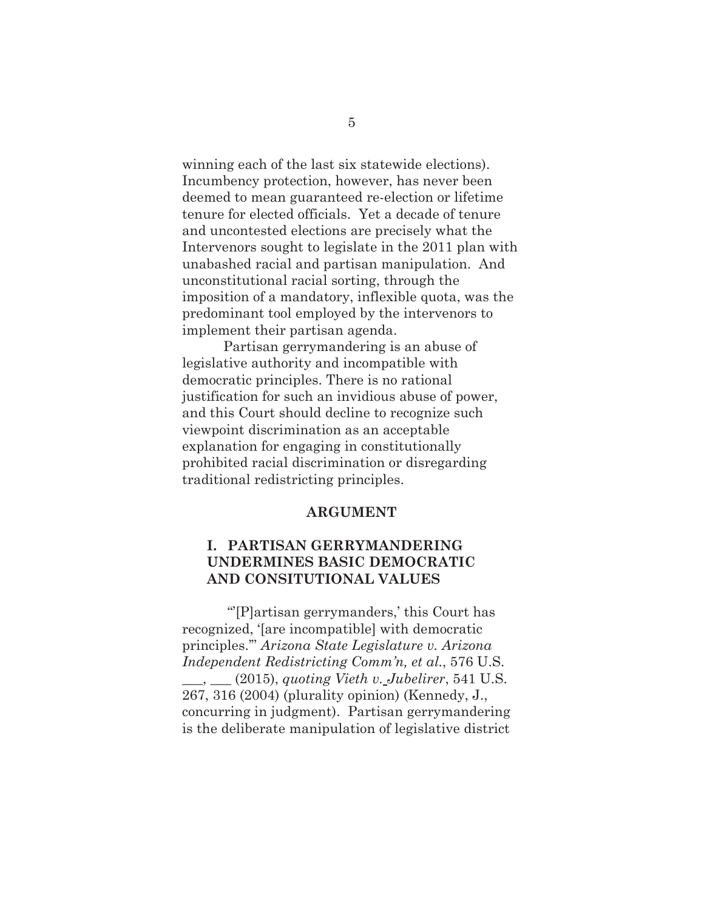winning each of the last six statewide elections). Incumbency protection, however, has never been deemed to mean guaranteed re-election or lifetime tenure for elected officials. Yet a decade of tenure and uncontested elections are precisely what the Intervenors sought to legislate in the 2011 plan with unabashed racial and partisan manipulation. And unconstitutional racial sorting, through the imposition of a mandatory, inflexible quota, was the predominant tool employed by the intervenors to implement their partisan agenda.

Partisan gerrymandering is an abuse of legislative authority and incompatible with democratic principles. There is no rational justification for such an invidious abuse of power, and this Court should decline to recognize such viewpoint discrimination as an acceptable explanation for engaging in constitutionally prohibited racial discrimination or disregarding traditional redistricting principles.

## ARGUMENT

### I. PARTISAN GERRYMANDERING UNDERMINES BASIC DEMOCRATIC AND CONSITUTIONAL VALUES

"'[P]artisan gerrymanders,' this Court has recognized, '[are incompatible] with democratic principles.'" *Arizona State Legislature v. Arizona Independent Redistricting Comm'n, et al.*, 576 U.S. ___, ___ (2015), *quoting Vieth v. Jubelirer*, 541 U.S. 267, 316 (2004) (plurality opinion) (Kennedy, J., concurring in judgment). Partisan gerrymandering is the deliberate manipulation of legislative district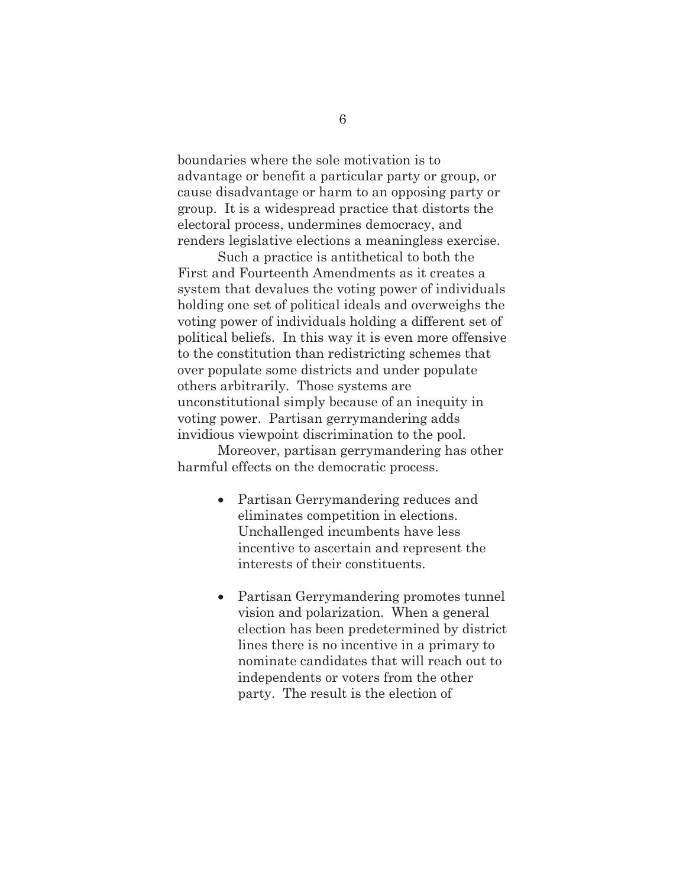boundaries where the sole motivation is to advantage or benefit a particular party or group, or cause disadvantage or harm to an opposing party or group. It is a widespread practice that distorts the electoral process, undermines democracy, and renders legislative elections a meaningless exercise.

Such a practice is antithetical to both the First and Fourteenth Amendments as it creates a system that devalues the voting power of individuals holding one set of political ideals and overweighs the voting power of individuals holding a different set of political beliefs. In this way it is even more offensive to the constitution than redistricting schemes that over populate some districts and under populate others arbitrarily. Those systems are unconstitutional simply because of an inequity in voting power. Partisan gerrymandering adds invidious viewpoint discrimination to the pool.

Moreover, partisan gerrymandering has other harmful effects on the democratic process.

- Partisan Gerrymandering reduces and eliminates competition in elections. Unchallenged incumbents have less incentive to ascertain and represent the interests of their constituents.

- Partisan Gerrymandering promotes tunnel vision and polarization. When a general election has been predetermined by district lines there is no incentive in a primary to nominate candidates that will reach out to independents or voters from the other party. The result is the election of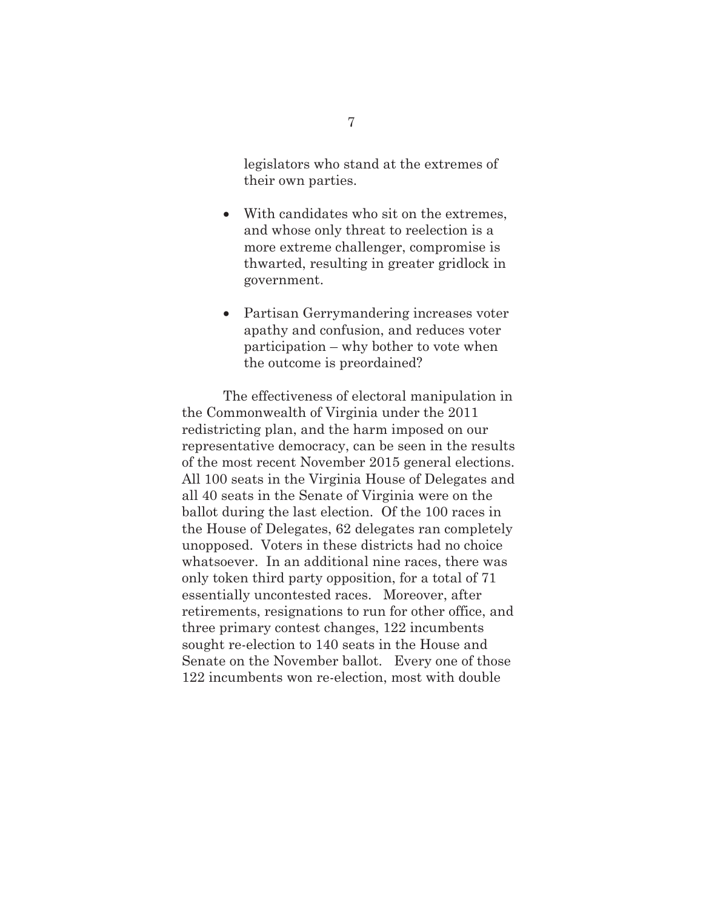legislators who stand at the extremes of their own parties.

- With candidates who sit on the extremes, and whose only threat to reelection is a more extreme challenger, compromise is thwarted, resulting in greater gridlock in government.
- Partisan Gerrymandering increases voter apathy and confusion, and reduces voter participation – why bother to vote when the outcome is preordained?

The effectiveness of electoral manipulation in the Commonwealth of Virginia under the 2011 redistricting plan, and the harm imposed on our representative democracy, can be seen in the results of the most recent November 2015 general elections. All 100 seats in the Virginia House of Delegates and all 40 seats in the Senate of Virginia were on the ballot during the last election. Of the 100 races in the House of Delegates, 62 delegates ran completely unopposed. Voters in these districts had no choice whatsoever. In an additional nine races, there was only token third party opposition, for a total of 71 essentially uncontested races. Moreover, after retirements, resignations to run for other office, and three primary contest changes, 122 incumbents sought re-election to 140 seats in the House and Senate on the November ballot. Every one of those 122 incumbents won re-election, most with double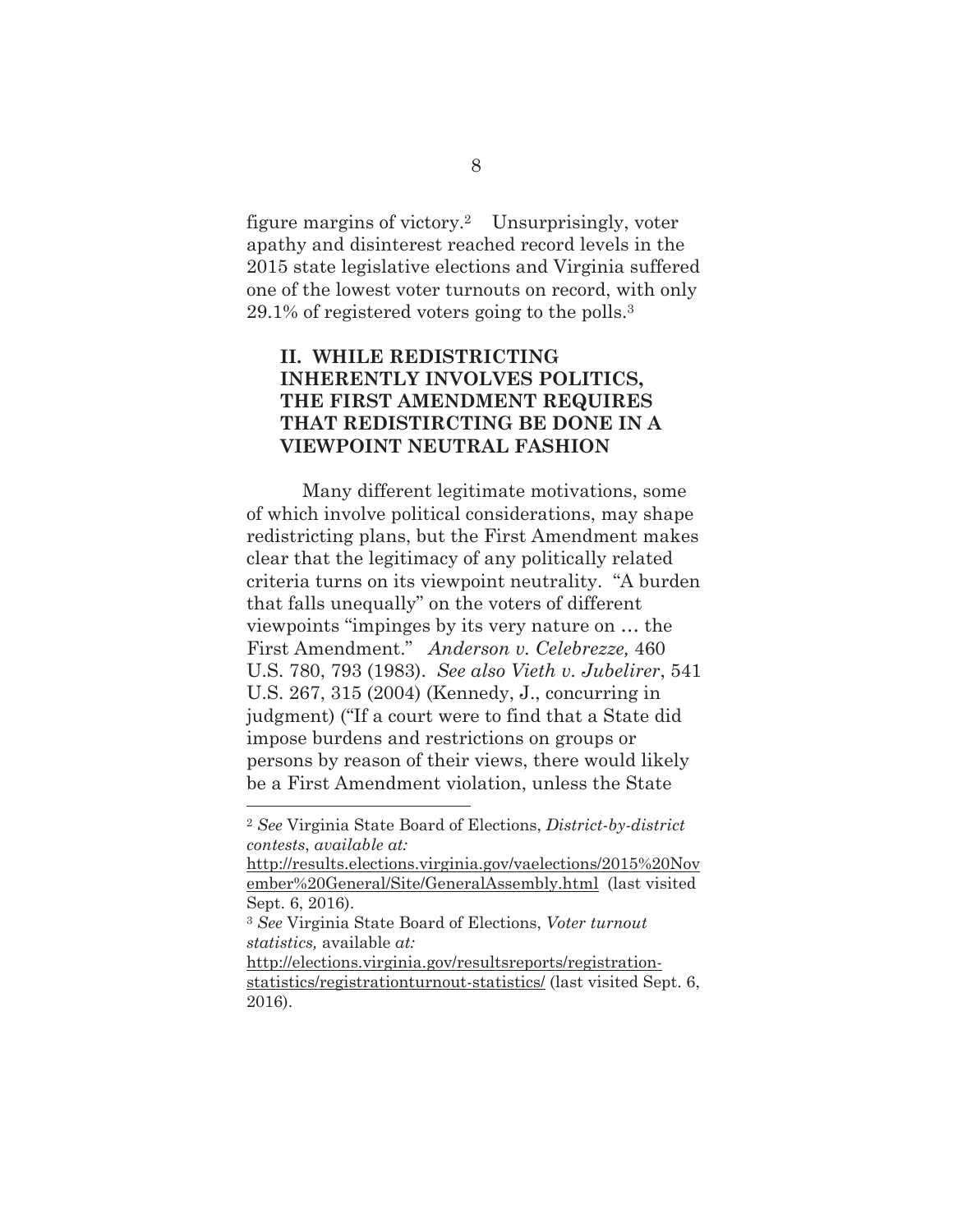figure margins of victory.[2] Unsurprisingly, voter apathy and disinterest reached record levels in the 2015 state legislative elections and Virginia suffered one of the lowest voter turnouts on record, with only 29.1% of registered voters going to the polls.[3]

## II. WHILE REDISTRICTING INHERENTLY INVOLVES POLITICS, THE FIRST AMENDMENT REQUIRES THAT REDISTIRCTING BE DONE IN A VIEWPOINT NEUTRAL FASHION

Many different legitimate motivations, some of which involve political considerations, may shape redistricting plans, but the First Amendment makes clear that the legitimacy of any politically related criteria turns on its viewpoint neutrality. "A burden that falls unequally" on the voters of different viewpoints "impinges by its very nature on … the First Amendment." *Anderson v. Celebrezze,* 460 U.S. 780, 793 (1983). *See also Vieth v. Jubelirer*, 541 U.S. 267, 315 (2004) (Kennedy, J., concurring in judgment) ("If a court were to find that a State did impose burdens and restrictions on groups or persons by reason of their views, there would likely be a First Amendment violation, unless the State

---

[2] *See* Virginia State Board of Elections, *District-by-district contests*, *available at:* http://results.elections.virginia.gov/vaelections/2015%20November%20General/Site/GeneralAssembly.html (last visited Sept. 6, 2016).

[3] *See* Virginia State Board of Elections, *Voter turnout statistics,* available *at:* http://elections.virginia.gov/resultsreports/registration-statistics/registrationturnout-statistics/ (last visited Sept. 6, 2016).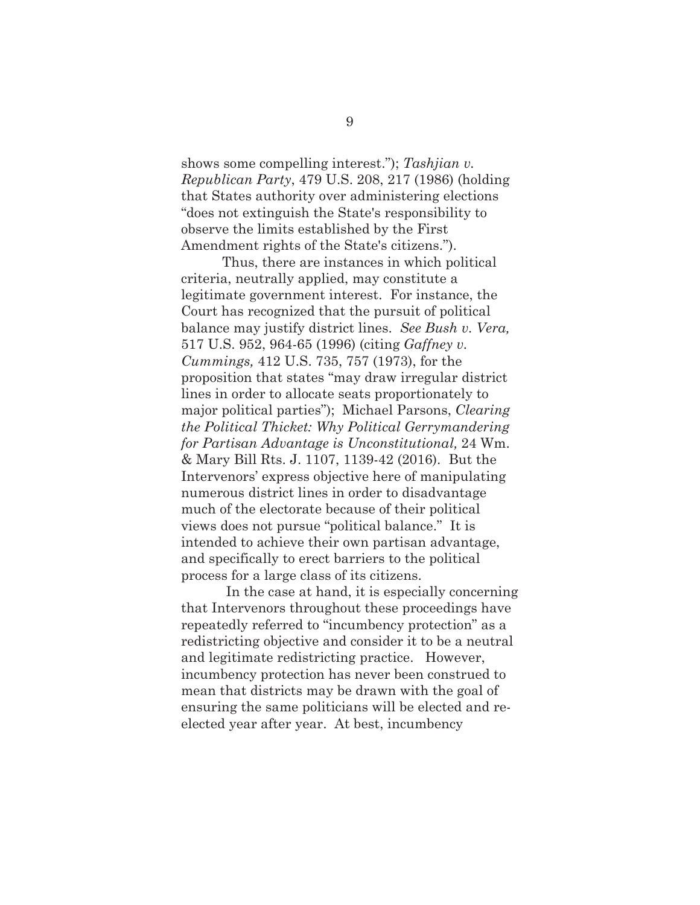shows some compelling interest."); *Tashjian v. Republican Party*, 479 U.S. 208, 217 (1986) (holding that States authority over administering elections "does not extinguish the State's responsibility to observe the limits established by the First Amendment rights of the State's citizens.").

Thus, there are instances in which political criteria, neutrally applied, may constitute a legitimate government interest. For instance, the Court has recognized that the pursuit of political balance may justify district lines. *See Bush v. Vera,* 517 U.S. 952, 964-65 (1996) (citing *Gaffney v. Cummings,* 412 U.S. 735, 757 (1973), for the proposition that states "may draw irregular district lines in order to allocate seats proportionately to major political parties"); Michael Parsons, *Clearing the Political Thicket: Why Political Gerrymandering for Partisan Advantage is Unconstitutional,* 24 Wm. & Mary Bill Rts. J. 1107, 1139-42 (2016). But the Intervenors' express objective here of manipulating numerous district lines in order to disadvantage much of the electorate because of their political views does not pursue "political balance." It is intended to achieve their own partisan advantage, and specifically to erect barriers to the political process for a large class of its citizens.

In the case at hand, it is especially concerning that Intervenors throughout these proceedings have repeatedly referred to "incumbency protection" as a redistricting objective and consider it to be a neutral and legitimate redistricting practice. However, incumbency protection has never been construed to mean that districts may be drawn with the goal of ensuring the same politicians will be elected and re-elected year after year. At best, incumbency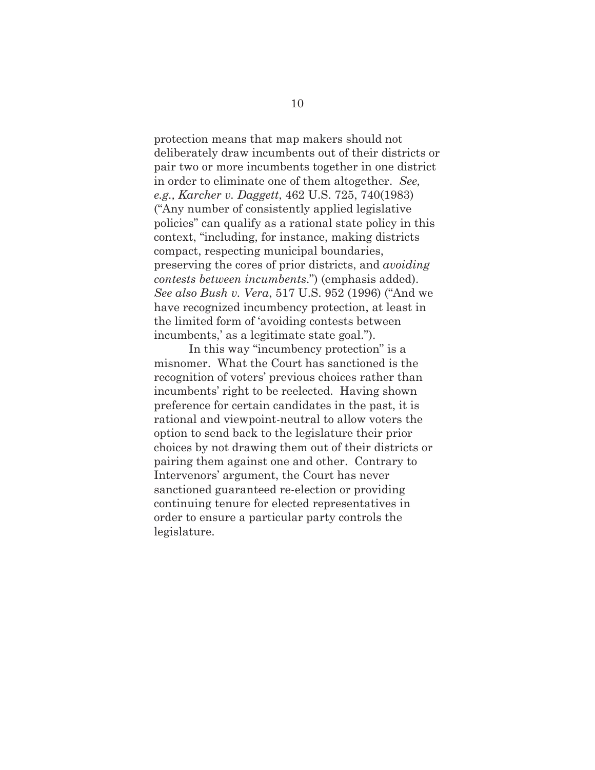protection means that map makers should not deliberately draw incumbents out of their districts or pair two or more incumbents together in one district in order to eliminate one of them altogether. *See, e.g., Karcher v. Daggett*, 462 U.S. 725, 740(1983) ("Any number of consistently applied legislative policies" can qualify as a rational state policy in this context, "including, for instance, making districts compact, respecting municipal boundaries, preserving the cores of prior districts, and *avoiding contests between incumbents*.") (emphasis added). *See also Bush v. Vera*, 517 U.S. 952 (1996) ("And we have recognized incumbency protection, at least in the limited form of 'avoiding contests between incumbents,' as a legitimate state goal.").

In this way "incumbency protection" is a misnomer. What the Court has sanctioned is the recognition of voters' previous choices rather than incumbents' right to be reelected. Having shown preference for certain candidates in the past, it is rational and viewpoint-neutral to allow voters the option to send back to the legislature their prior choices by not drawing them out of their districts or pairing them against one and other. Contrary to Intervenors' argument, the Court has never sanctioned guaranteed re-election or providing continuing tenure for elected representatives in order to ensure a particular party controls the legislature.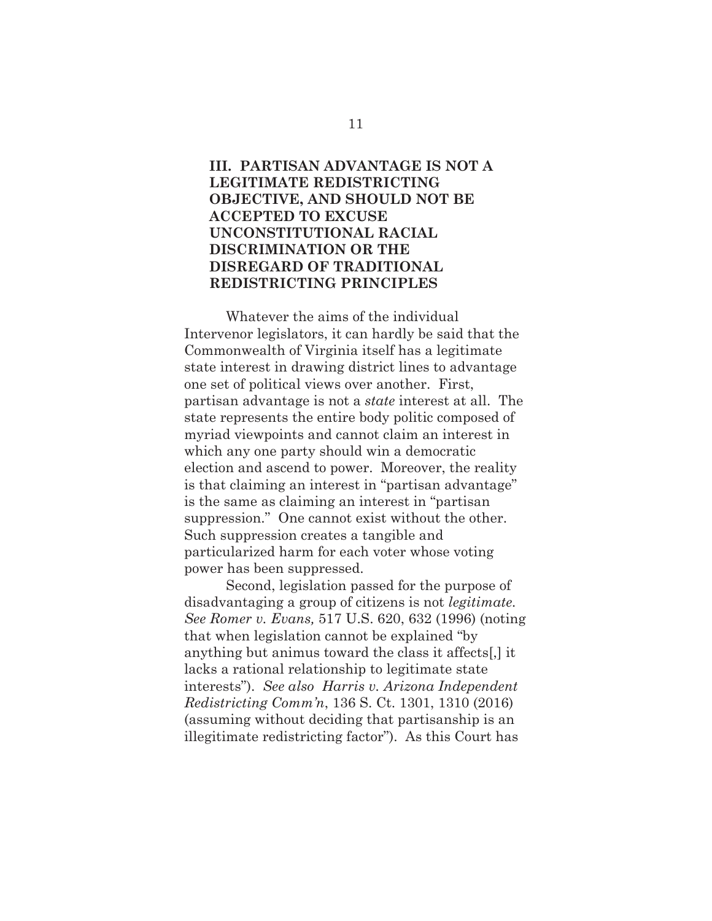## III. PARTISAN ADVANTAGE IS NOT A LEGITIMATE REDISTRICTING OBJECTIVE, AND SHOULD NOT BE ACCEPTED TO EXCUSE UNCONSTITUTIONAL RACIAL DISCRIMINATION OR THE DISREGARD OF TRADITIONAL REDISTRICTING PRINCIPLES

Whatever the aims of the individual Intervenor legislators, it can hardly be said that the Commonwealth of Virginia itself has a legitimate state interest in drawing district lines to advantage one set of political views over another. First, partisan advantage is not a *state* interest at all. The state represents the entire body politic composed of myriad viewpoints and cannot claim an interest in which any one party should win a democratic election and ascend to power. Moreover, the reality is that claiming an interest in "partisan advantage" is the same as claiming an interest in "partisan suppression." One cannot exist without the other. Such suppression creates a tangible and particularized harm for each voter whose voting power has been suppressed.

Second, legislation passed for the purpose of disadvantaging a group of citizens is not *legitimate*. *See Romer v. Evans,* 517 U.S. 620, 632 (1996) (noting that when legislation cannot be explained "by anything but animus toward the class it affects[,] it lacks a rational relationship to legitimate state interests"). *See also Harris v. Arizona Independent Redistricting Comm'n*, 136 S. Ct. 1301, 1310 (2016) (assuming without deciding that partisanship is an illegitimate redistricting factor"). As this Court has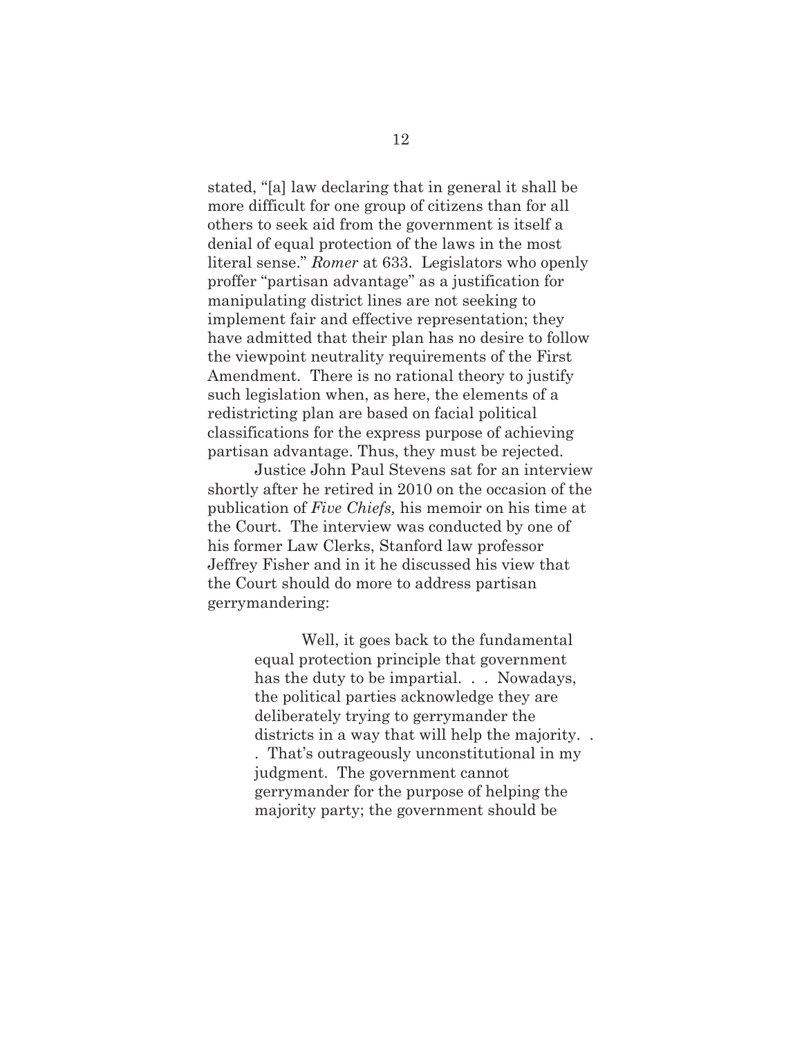stated, "[a] law declaring that in general it shall be more difficult for one group of citizens than for all others to seek aid from the government is itself a denial of equal protection of the laws in the most literal sense." *Romer* at 633. Legislators who openly proffer "partisan advantage" as a justification for manipulating district lines are not seeking to implement fair and effective representation; they have admitted that their plan has no desire to follow the viewpoint neutrality requirements of the First Amendment. There is no rational theory to justify such legislation when, as here, the elements of a redistricting plan are based on facial political classifications for the express purpose of achieving partisan advantage. Thus, they must be rejected.

Justice John Paul Stevens sat for an interview shortly after he retired in 2010 on the occasion of the publication of *Five Chiefs,* his memoir on his time at the Court. The interview was conducted by one of his former Law Clerks, Stanford law professor Jeffrey Fisher and in it he discussed his view that the Court should do more to address partisan gerrymandering:

> Well, it goes back to the fundamental equal protection principle that government has the duty to be impartial. . . Nowadays, the political parties acknowledge they are deliberately trying to gerrymander the districts in a way that will help the majority. . . That's outrageously unconstitutional in my judgment. The government cannot gerrymander for the purpose of helping the majority party; the government should be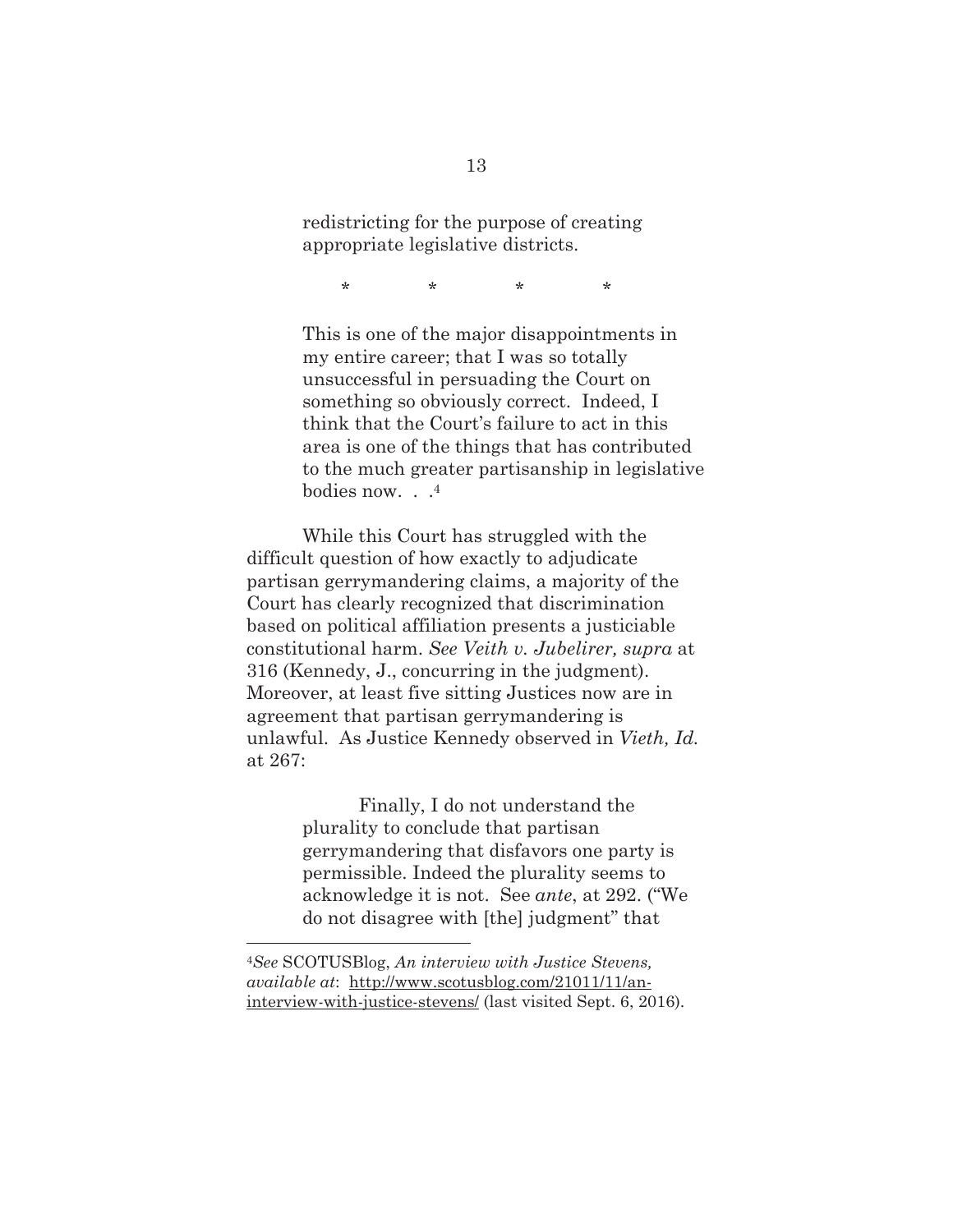> redistricting for the purpose of creating appropriate legislative districts.
>
> \*   \*   \*   \*
>
> This is one of the major disappointments in my entire career; that I was so totally unsuccessful in persuading the Court on something so obviously correct. Indeed, I think that the Court's failure to act in this area is one of the things that has contributed to the much greater partisanship in legislative bodies now. . .[4]

While this Court has struggled with the difficult question of how exactly to adjudicate partisan gerrymandering claims, a majority of the Court has clearly recognized that discrimination based on political affiliation presents a justiciable constitutional harm. *See Veith v. Jubelirer, supra* at 316 (Kennedy, J., concurring in the judgment). Moreover, at least five sitting Justices now are in agreement that partisan gerrymandering is unlawful. As Justice Kennedy observed in *Vieth, Id.* at 267:

> Finally, I do not understand the plurality to conclude that partisan gerrymandering that disfavors one party is permissible. Indeed the plurality seems to acknowledge it is not. See *ante*, at 292. ("We do not disagree with [the] judgment" that

---

[4] *See* SCOTUSBlog, *An interview with Justice Stevens, available at*: http://www.scotusblog.com/21011/11/an-interview-with-justice-stevens/ (last visited Sept. 6, 2016).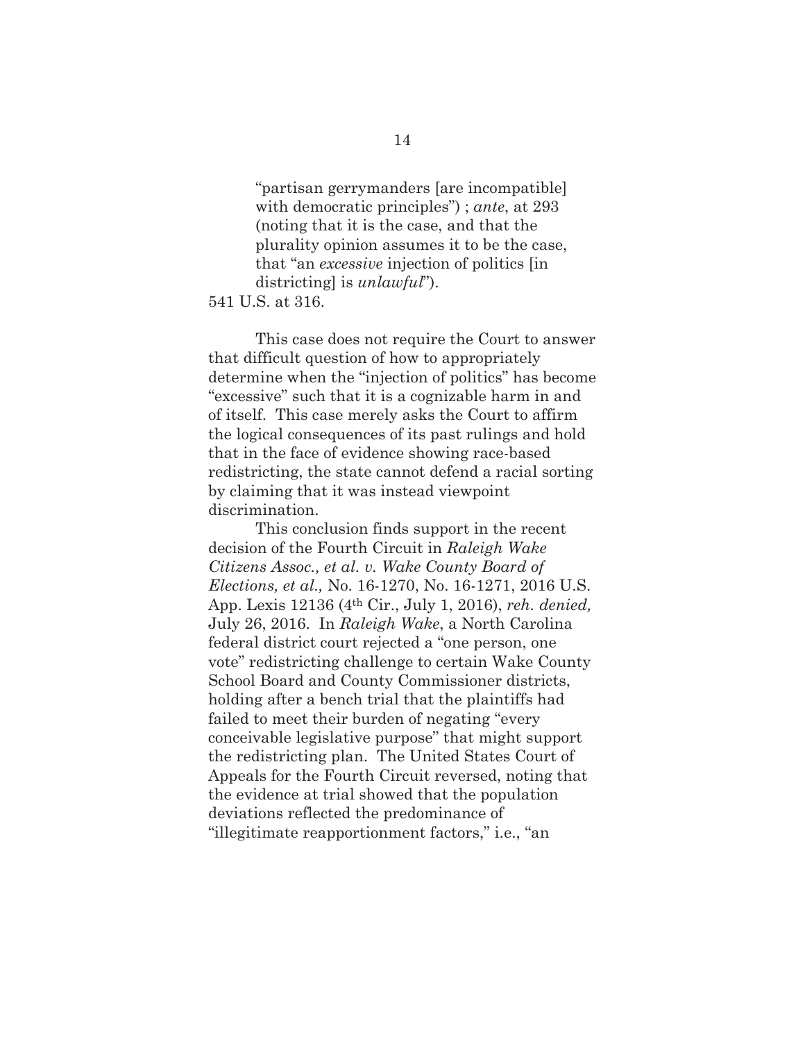> "partisan gerrymanders [are incompatible] with democratic principles") ; *ante*, at 293 (noting that it is the case, and that the plurality opinion assumes it to be the case, that "an *excessive* injection of politics [in districting] is *unlawful*").

541 U.S. at 316.

This case does not require the Court to answer that difficult question of how to appropriately determine when the "injection of politics" has become "excessive" such that it is a cognizable harm in and of itself. This case merely asks the Court to affirm the logical consequences of its past rulings and hold that in the face of evidence showing race-based redistricting, the state cannot defend a racial sorting by claiming that it was instead viewpoint discrimination.

This conclusion finds support in the recent decision of the Fourth Circuit in *Raleigh Wake Citizens Assoc., et al. v. Wake County Board of Elections, et al.,* No. 16-1270, No. 16-1271, 2016 U.S. App. Lexis 12136 (4th Cir., July 1, 2016), *reh. denied,* July 26, 2016. In *Raleigh Wake*, a North Carolina federal district court rejected a "one person, one vote" redistricting challenge to certain Wake County School Board and County Commissioner districts, holding after a bench trial that the plaintiffs had failed to meet their burden of negating "every conceivable legislative purpose" that might support the redistricting plan. The United States Court of Appeals for the Fourth Circuit reversed, noting that the evidence at trial showed that the population deviations reflected the predominance of "illegitimate reapportionment factors," i.e., "an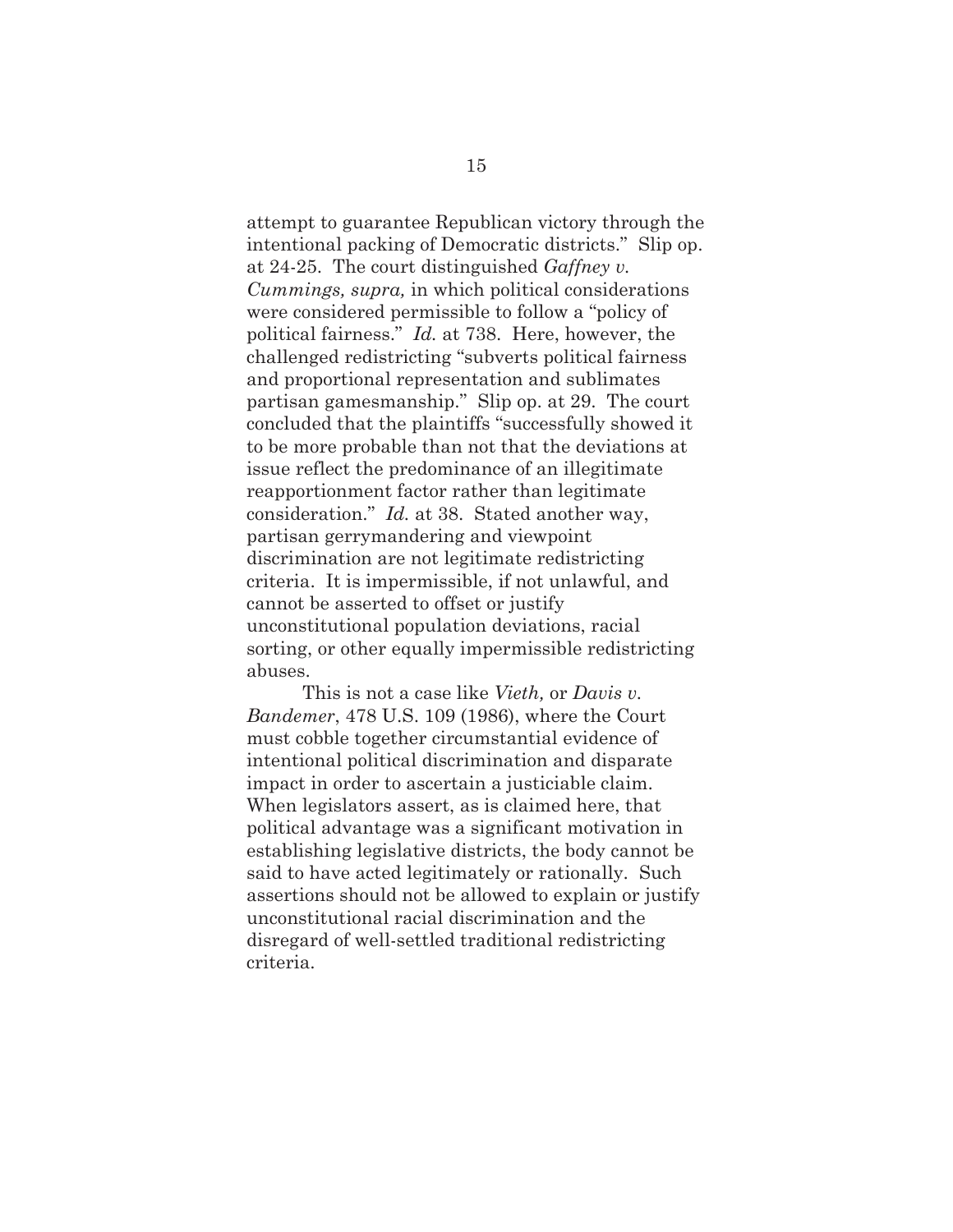attempt to guarantee Republican victory through the intentional packing of Democratic districts." Slip op. at 24-25. The court distinguished *Gaffney v. Cummings, supra,* in which political considerations were considered permissible to follow a "policy of political fairness." *Id.* at 738. Here, however, the challenged redistricting "subverts political fairness and proportional representation and sublimates partisan gamesmanship." Slip op. at 29. The court concluded that the plaintiffs "successfully showed it to be more probable than not that the deviations at issue reflect the predominance of an illegitimate reapportionment factor rather than legitimate consideration." *Id.* at 38. Stated another way, partisan gerrymandering and viewpoint discrimination are not legitimate redistricting criteria. It is impermissible, if not unlawful, and cannot be asserted to offset or justify unconstitutional population deviations, racial sorting, or other equally impermissible redistricting abuses.

This is not a case like *Vieth,* or *Davis v. Bandemer*, 478 U.S. 109 (1986), where the Court must cobble together circumstantial evidence of intentional political discrimination and disparate impact in order to ascertain a justiciable claim. When legislators assert, as is claimed here, that political advantage was a significant motivation in establishing legislative districts, the body cannot be said to have acted legitimately or rationally. Such assertions should not be allowed to explain or justify unconstitutional racial discrimination and the disregard of well-settled traditional redistricting criteria.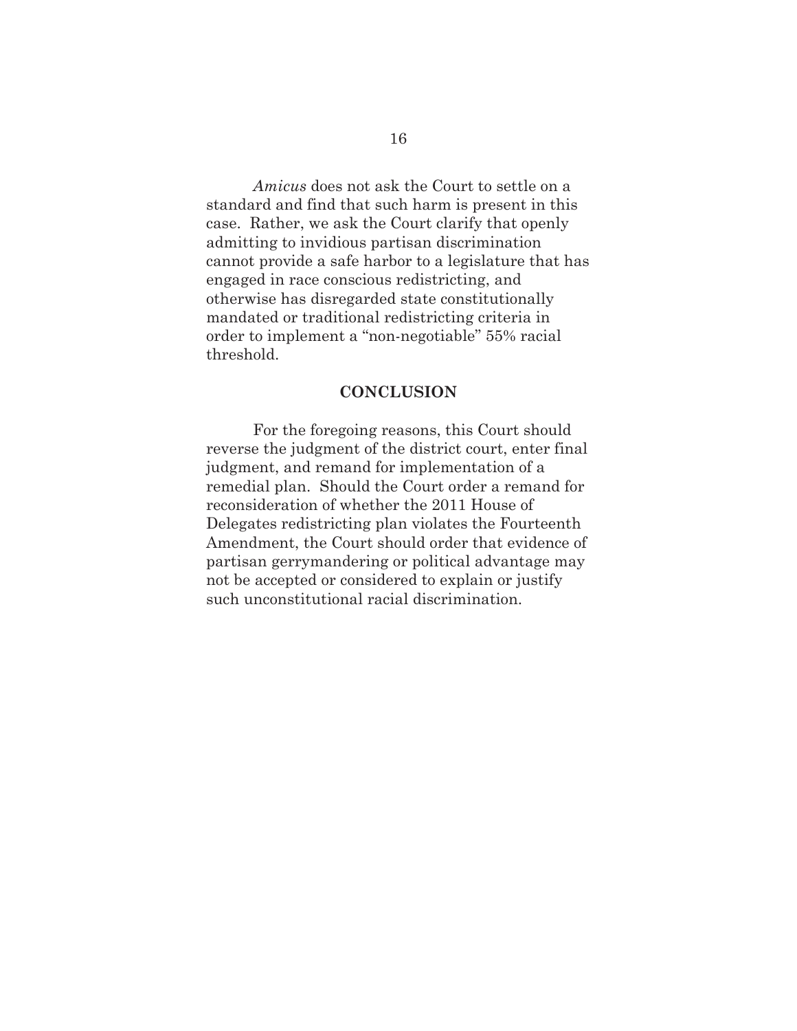*Amicus* does not ask the Court to settle on a standard and find that such harm is present in this case. Rather, we ask the Court clarify that openly admitting to invidious partisan discrimination cannot provide a safe harbor to a legislature that has engaged in race conscious redistricting, and otherwise has disregarded state constitutionally mandated or traditional redistricting criteria in order to implement a "non-negotiable" 55% racial threshold.

## CONCLUSION

For the foregoing reasons, this Court should reverse the judgment of the district court, enter final judgment, and remand for implementation of a remedial plan. Should the Court order a remand for reconsideration of whether the 2011 House of Delegates redistricting plan violates the Fourteenth Amendment, the Court should order that evidence of partisan gerrymandering or political advantage may not be accepted or considered to explain or justify such unconstitutional racial discrimination.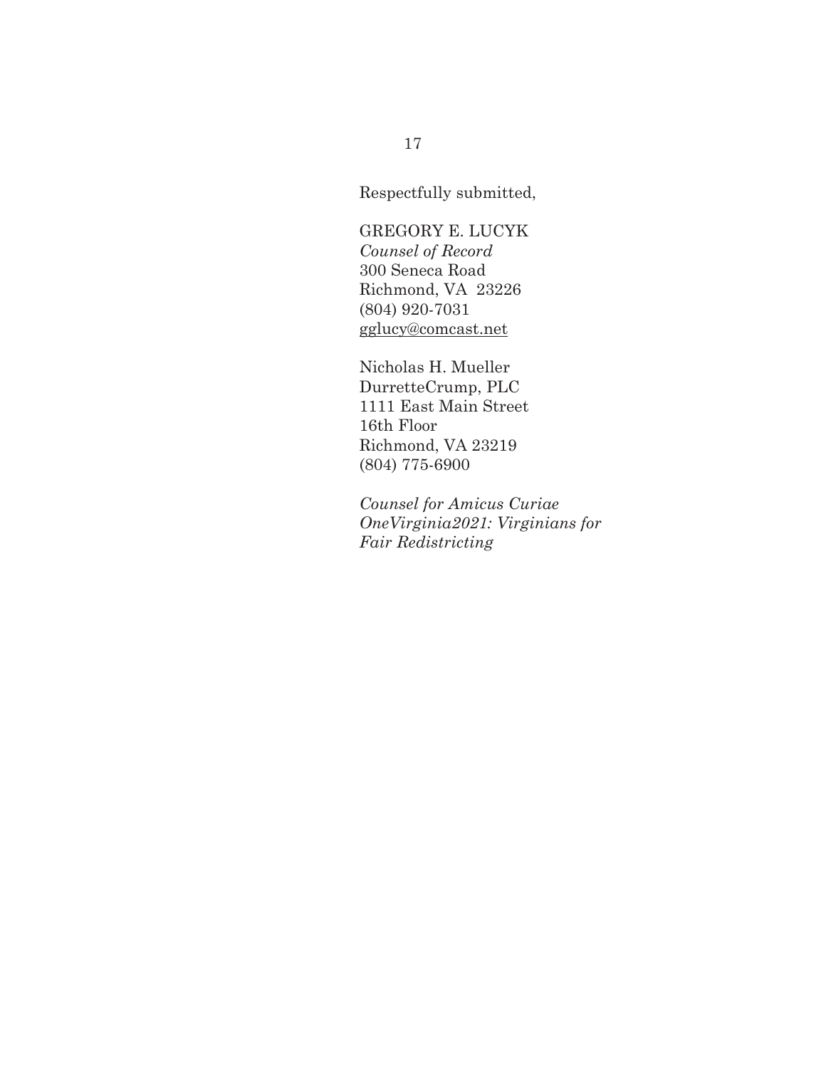Respectfully submitted,

GREGORY E. LUCYK
*Counsel of Record*
300 Seneca Road
Richmond, VA 23226
(804) 920-7031
gglucy@comcast.net

Nicholas H. Mueller
DurretteCrump, PLC
1111 East Main Street
16th Floor
Richmond, VA 23219
(804) 775-6900

*Counsel for Amicus Curiae OneVirginia2021: Virginians for Fair Redistricting*